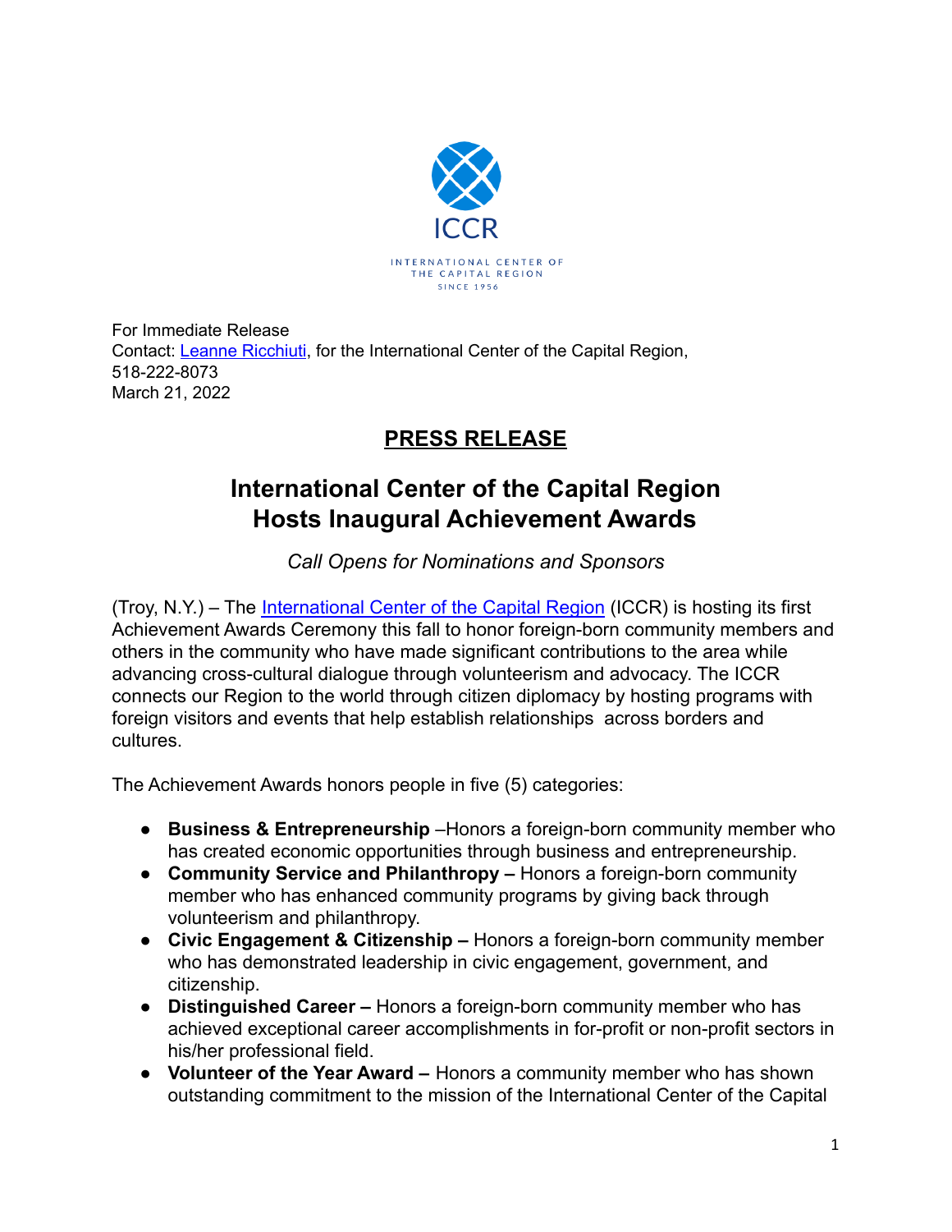ICCR

INTERNATIONAL CENTER OF THE CAPITAL REGION

SINCE 1956

For Immediate Release
Contact: [Leanne Ricchiuti](), for the International Center of the Capital Region, 518-222-8073
March 21, 2022

## PRESS RELEASE

# International Center of the Capital Region Hosts Inaugural Achievement Awards

*Call Opens for Nominations and Sponsors*

(Troy, N.Y.) – The [International Center of the Capital Region]() (ICCR) is hosting its first Achievement Awards Ceremony this fall to honor foreign-born community members and others in the community who have made significant contributions to the area while advancing cross-cultural dialogue through volunteerism and advocacy. The ICCR connects our Region to the world through citizen diplomacy by hosting programs with foreign visitors and events that help establish relationships across borders and cultures.

The Achievement Awards honors people in five (5) categories:

- **Business & Entrepreneurship** –Honors a foreign-born community member who has created economic opportunities through business and entrepreneurship.
- **Community Service and Philanthropy –** Honors a foreign-born community member who has enhanced community programs by giving back through volunteerism and philanthropy.
- **Civic Engagement & Citizenship –** Honors a foreign-born community member who has demonstrated leadership in civic engagement, government, and citizenship.
- **Distinguished Career –** Honors a foreign-born community member who has achieved exceptional career accomplishments in for-profit or non-profit sectors in his/her professional field.
- **Volunteer of the Year Award –** Honors a community member who has shown outstanding commitment to the mission of the International Center of the Capital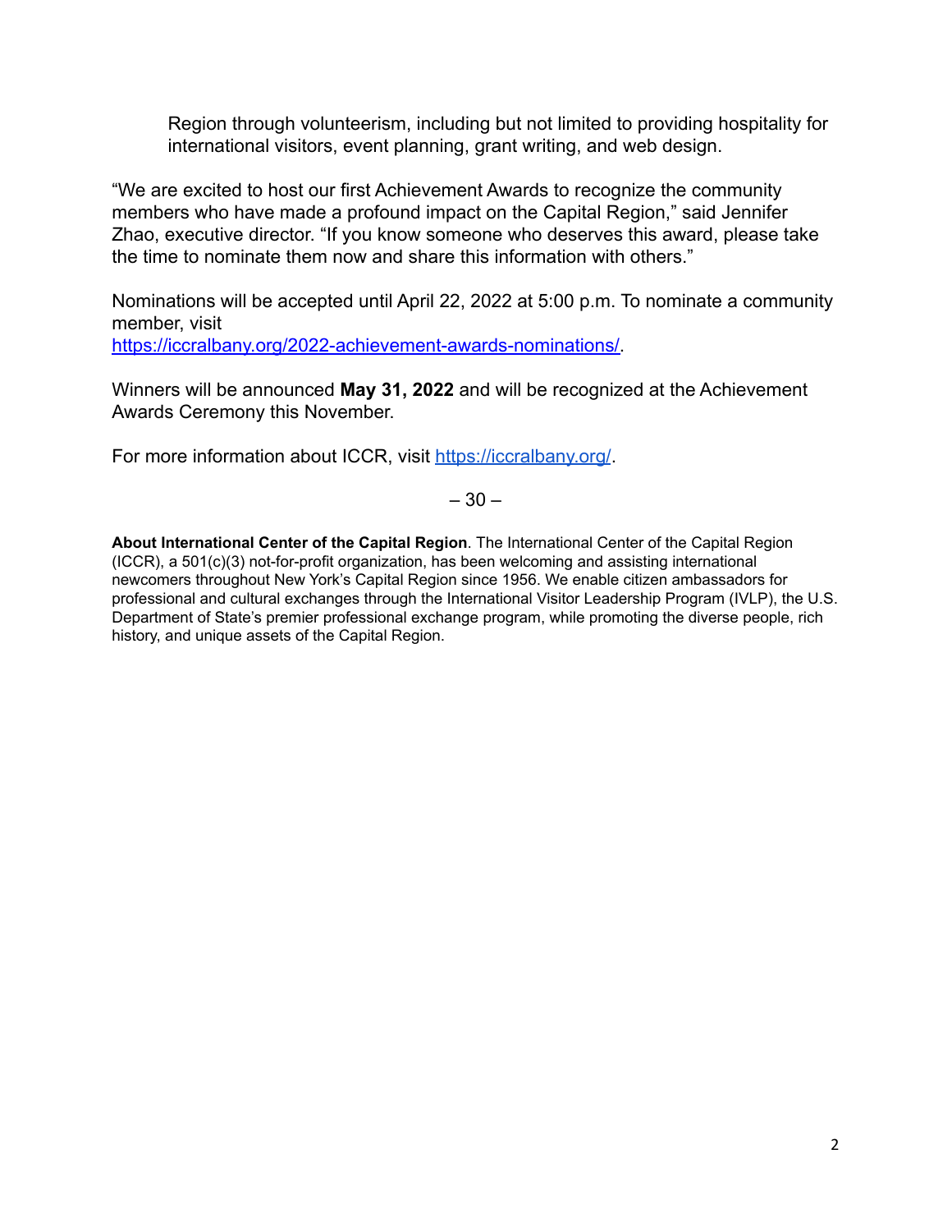Region through volunteerism, including but not limited to providing hospitality for international visitors, event planning, grant writing, and web design.

"We are excited to host our first Achievement Awards to recognize the community members who have made a profound impact on the Capital Region," said Jennifer Zhao, executive director. "If you know someone who deserves this award, please take the time to nominate them now and share this information with others."

Nominations will be accepted until April 22, 2022 at 5:00 p.m. To nominate a community member, visit https://iccralbany.org/2022-achievement-awards-nominations/.

Winners will be announced **May 31, 2022** and will be recognized at the Achievement Awards Ceremony this November.

For more information about ICCR, visit https://iccralbany.org/.

– 30 –

**About International Center of the Capital Region**. The International Center of the Capital Region (ICCR), a 501(c)(3) not-for-profit organization, has been welcoming and assisting international newcomers throughout New York's Capital Region since 1956. We enable citizen ambassadors for professional and cultural exchanges through the International Visitor Leadership Program (IVLP), the U.S. Department of State's premier professional exchange program, while promoting the diverse people, rich history, and unique assets of the Capital Region.